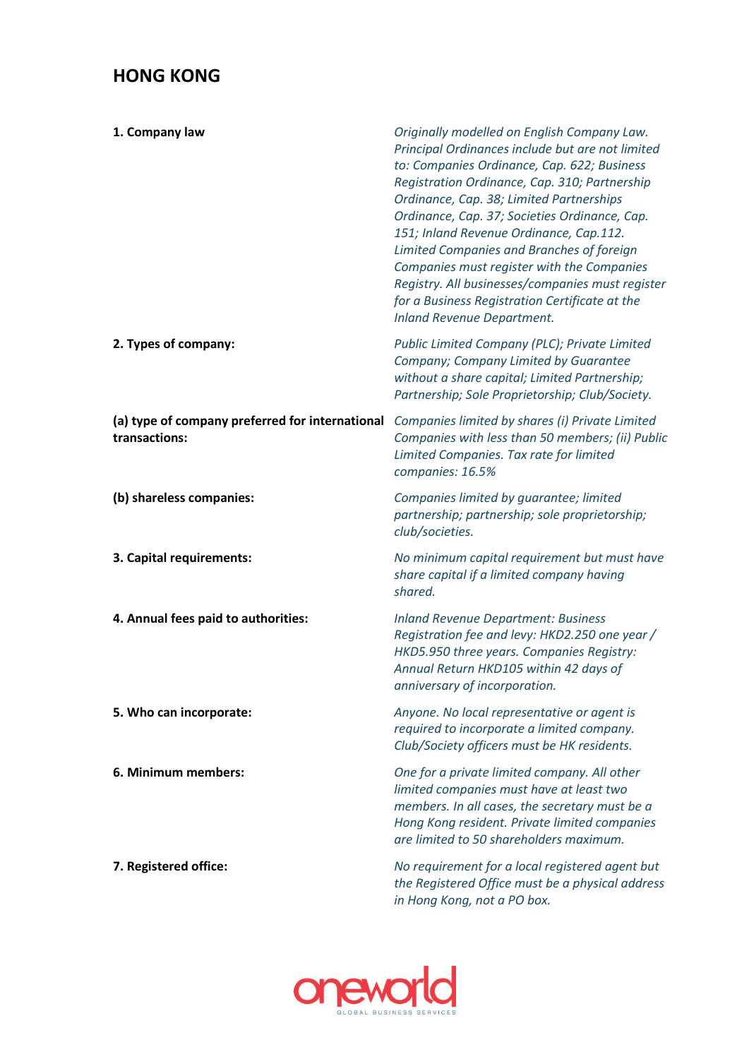# HONG KONG

| | |
|---|---|
| **1. Company law** | *Originally modelled on English Company Law. Principal Ordinances include but are not limited to: Companies Ordinance, Cap. 622; Business Registration Ordinance, Cap. 310; Partnership Ordinance, Cap. 38; Limited Partnerships Ordinance, Cap. 37; Societies Ordinance, Cap. 151; Inland Revenue Ordinance, Cap.112. Limited Companies and Branches of foreign Companies must register with the Companies Registry. All businesses/companies must register for a Business Registration Certificate at the Inland Revenue Department.* |
| **2. Types of company:** | *Public Limited Company (PLC); Private Limited Company; Company Limited by Guarantee without a share capital; Limited Partnership; Partnership; Sole Proprietorship; Club/Society.* |
| **(a) type of company preferred for international transactions:** | *Companies limited by shares (i) Private Limited Companies with less than 50 members; (ii) Public Limited Companies. Tax rate for limited companies: 16.5%* |
| **(b) shareless companies:** | *Companies limited by guarantee; limited partnership; partnership; sole proprietorship; club/societies.* |
| **3. Capital requirements:** | *No minimum capital requirement but must have share capital if a limited company having shared.* |
| **4. Annual fees paid to authorities:** | *Inland Revenue Department: Business Registration fee and levy: HKD2.250 one year / HKD5.950 three years. Companies Registry: Annual Return HKD105 within 42 days of anniversary of incorporation.* |
| **5. Who can incorporate:** | *Anyone. No local representative or agent is required to incorporate a limited company. Club/Society officers must be HK residents.* |
| **6. Minimum members:** | *One for a private limited company. All other limited companies must have at least two members. In all cases, the secretary must be a Hong Kong resident. Private limited companies are limited to 50 shareholders maximum.* |
| **7. Registered office:** | *No requirement for a local registered agent but the Registered Office must be a physical address in Hong Kong, not a PO box.* |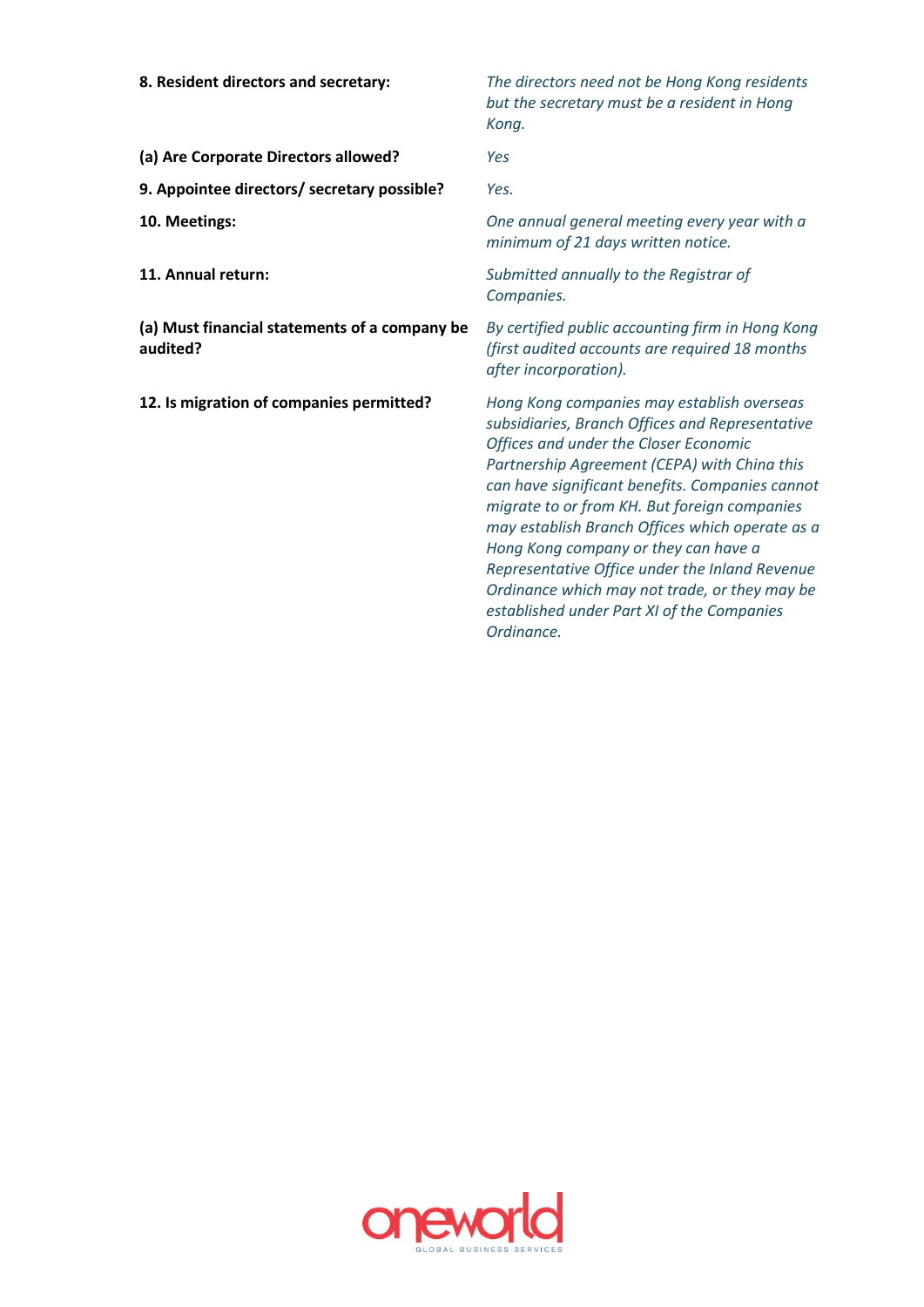| | |
|---|---|
| **8. Resident directors and secretary:** | *The directors need not be Hong Kong residents but the secretary must be a resident in Hong Kong.* |
| **(a) Are Corporate Directors allowed?** | *Yes* |
| **9. Appointee directors/ secretary possible?** | *Yes.* |
| **10. Meetings:** | *One annual general meeting every year with a minimum of 21 days written notice.* |
| **11. Annual return:** | *Submitted annually to the Registrar of Companies.* |
| **(a) Must financial statements of a company be audited?** | *By certified public accounting firm in Hong Kong (first audited accounts are required 18 months after incorporation).* |
| **12. Is migration of companies permitted?** | *Hong Kong companies may establish overseas subsidiaries, Branch Offices and Representative Offices and under the Closer Economic Partnership Agreement (CEPA) with China this can have significant benefits. Companies cannot migrate to or from KH. But foreign companies may establish Branch Offices which operate as a Hong Kong company or they can have a Representative Office under the Inland Revenue Ordinance which may not trade, or they may be established under Part XI of the Companies Ordinance.* |